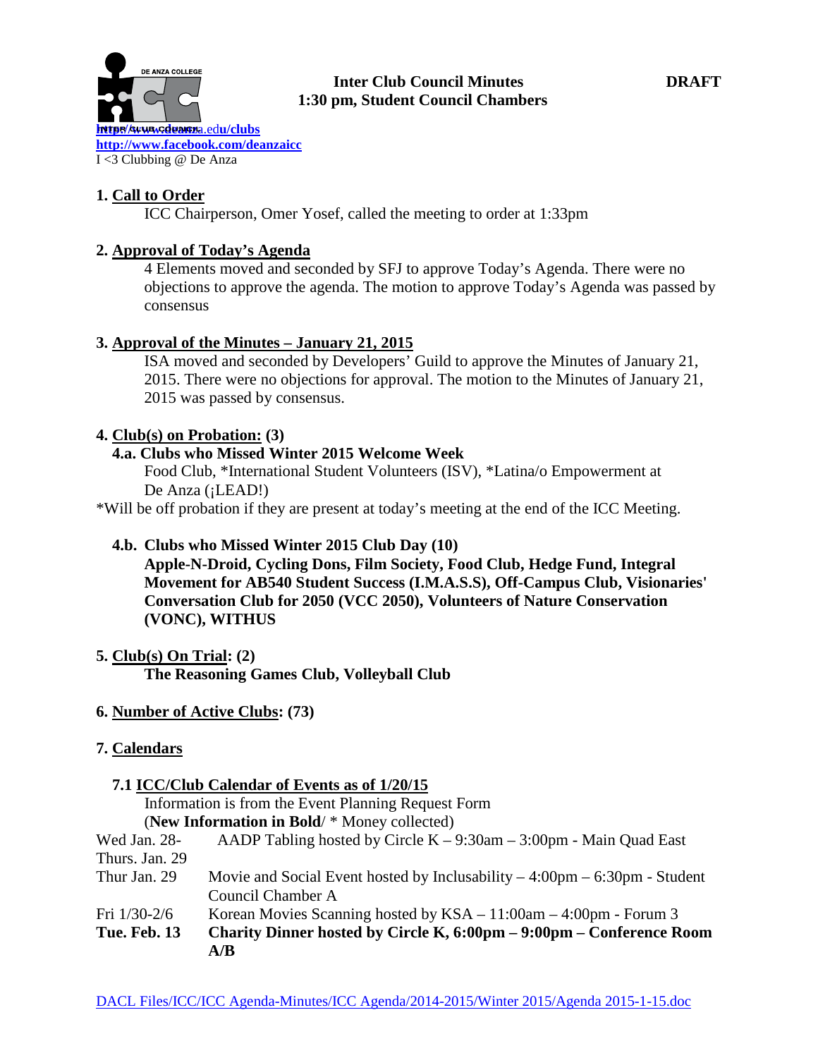**Inter Club Council Minutes** **DRAFT**
**1:30 pm, Student Council Chambers**

DE ANZA COLLEGE

**http://www.deanza.edu/clubs**
**http://www.facebook.com/deanzaicc**
I <3 Clubbing @ De Anza

## 1. Call to Order

ICC Chairperson, Omer Yosef, called the meeting to order at 1:33pm

## 2. Approval of Today's Agenda

4 Elements moved and seconded by SFJ to approve Today's Agenda. There were no objections to approve the agenda. The motion to approve Today's Agenda was passed by consensus

## 3. Approval of the Minutes – January 21, 2015

ISA moved and seconded by Developers' Guild to approve the Minutes of January 21, 2015. There were no objections for approval. The motion to the Minutes of January 21, 2015 was passed by consensus.

## 4. Club(s) on Probation: (3)

### 4.a. Clubs who Missed Winter 2015 Welcome Week

Food Club, *International Student Volunteers (ISV), *Latina/o Empowerment at De Anza (¡LEAD!)

*Will be off probation if they are present at today's meeting at the end of the ICC Meeting.

### 4.b. Clubs who Missed Winter 2015 Club Day (10)

**Apple-N-Droid, Cycling Dons, Film Society, Food Club, Hedge Fund, Integral Movement for AB540 Student Success (I.M.A.S.S), Off-Campus Club, Visionaries' Conversation Club for 2050 (VCC 2050), Volunteers of Nature Conservation (VONC), WITHUS**

## 5. Club(s) On Trial: (2)

**The Reasoning Games Club, Volleyball Club**

## 6. Number of Active Clubs: (73)

## 7. Calendars

### 7.1 ICC/Club Calendar of Events as of 1/20/15

Information is from the Event Planning Request Form
(**New Information in Bold**/ * Money collected)

| | |
|---|---|
| Wed Jan. 28-Thurs. Jan. 29 | AADP Tabling hosted by Circle K – 9:30am – 3:00pm - Main Quad East |
| Thur Jan. 29 | Movie and Social Event hosted by Inclusability – 4:00pm – 6:30pm - Student Council Chamber A |
| Fri 1/30-2/6 | Korean Movies Scanning hosted by KSA – 11:00am – 4:00pm - Forum 3 |
| **Tue. Feb. 13** | **Charity Dinner hosted by Circle K, 6:00pm – 9:00pm – Conference Room A/B** |

DACL Files/ICC/ICC Agenda-Minutes/ICC Agenda/2014-2015/Winter 2015/Agenda 2015-1-15.doc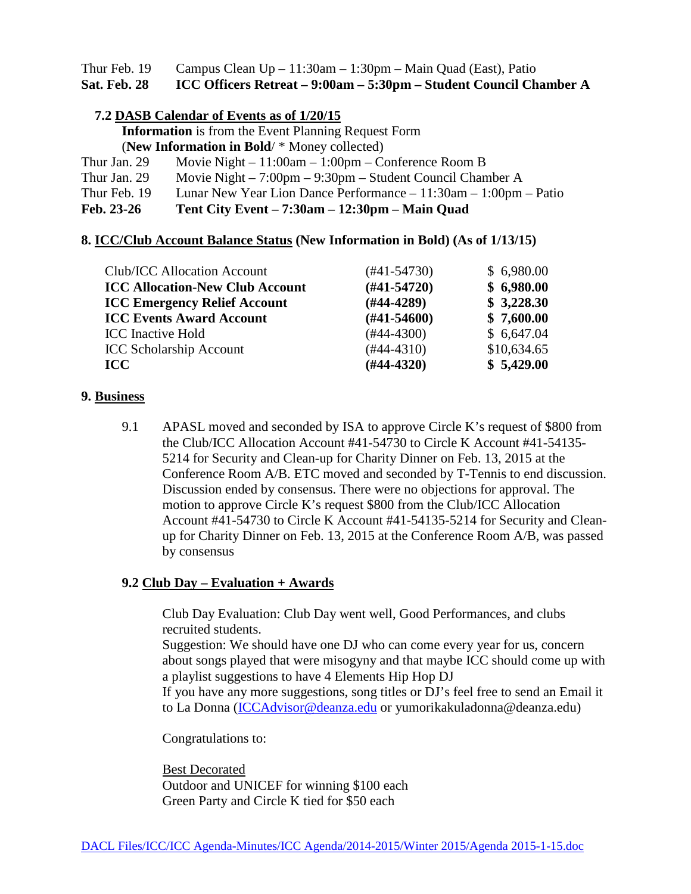Thur Feb. 19 Campus Clean Up – 11:30am – 1:30pm – Main Quad (East), Patio
**Sat. Feb. 28 ICC Officers Retreat – 9:00am – 5:30pm – Student Council Chamber A**

### 7.2 DASB Calendar of Events as of 1/20/15

**Information** is from the Event Planning Request Form
(**New Information in Bold**/ * Money collected)

Thur Jan. 29 Movie Night – 11:00am – 1:00pm – Conference Room B
Thur Jan. 29 Movie Night – 7:00pm – 9:30pm – Student Council Chamber A
Thur Feb. 19 Lunar New Year Lion Dance Performance – 11:30am – 1:00pm – Patio
**Feb. 23-26 Tent City Event – 7:30am – 12:30pm – Main Quad**

## 8. ICC/Club Account Balance Status (New Information in Bold) (As of 1/13/15)

| Account | Number | Balance |
|---|---|---|
| Club/ICC Allocation Account | (#41-54730) | $ 6,980.00 |
| **ICC Allocation-New Club Account** | **(#41-54720)** | **$ 6,980.00** |
| **ICC Emergency Relief Account** | **(#44-4289)** | **$ 3,228.30** |
| **ICC Events Award Account** | **(#41-54600)** | **$ 7,600.00** |
| ICC Inactive Hold | (#44-4300) | $ 6,647.04 |
| ICC Scholarship Account | (#44-4310) | $10,634.65 |
| **ICC** | **(#44-4320)** | **$ 5,429.00** |

## 9. Business

9.1 APASL moved and seconded by ISA to approve Circle K's request of $800 from the Club/ICC Allocation Account #41-54730 to Circle K Account #41-54135-5214 for Security and Clean-up for Charity Dinner on Feb. 13, 2015 at the Conference Room A/B. ETC moved and seconded by T-Tennis to end discussion. Discussion ended by consensus. There were no objections for approval. The motion to approve Circle K's request $800 from the Club/ICC Allocation Account #41-54730 to Circle K Account #41-54135-5214 for Security and Clean-up for Charity Dinner on Feb. 13, 2015 at the Conference Room A/B, was passed by consensus

### 9.2 Club Day – Evaluation + Awards

Club Day Evaluation: Club Day went well, Good Performances, and clubs recruited students.
Suggestion: We should have one DJ who can come every year for us, concern about songs played that were misogyny and that maybe ICC should come up with a playlist suggestions to have 4 Elements Hip Hop DJ
If you have any more suggestions, song titles or DJ's feel free to send an Email it to La Donna (ICCAdvisor@deanza.edu or yumorikakuladonna@deanza.edu)

Congratulations to:

Best Decorated
Outdoor and UNICEF for winning $100 each
Green Party and Circle K tied for $50 each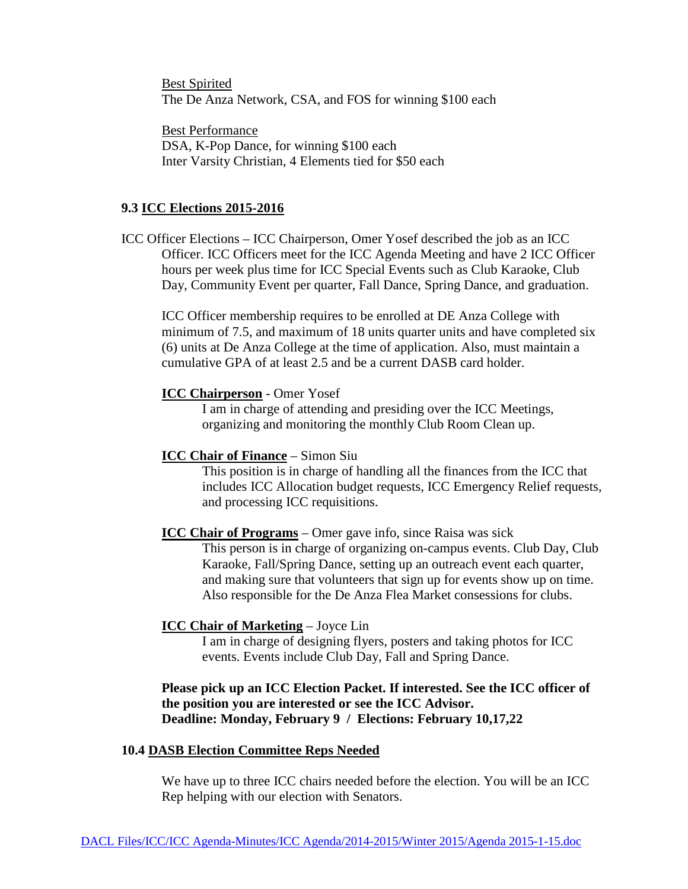Best Spirited
The De Anza Network, CSA, and FOS for winning $100 each

Best Performance
DSA, K-Pop Dance, for winning $100 each
Inter Varsity Christian, 4 Elements tied for $50 each

### 9.3 ICC Elections 2015-2016

ICC Officer Elections – ICC Chairperson, Omer Yosef described the job as an ICC Officer. ICC Officers meet for the ICC Agenda Meeting and have 2 ICC Officer hours per week plus time for ICC Special Events such as Club Karaoke, Club Day, Community Event per quarter, Fall Dance, Spring Dance, and graduation.

ICC Officer membership requires to be enrolled at DE Anza College with minimum of 7.5, and maximum of 18 units quarter units and have completed six (6) units at De Anza College at the time of application. Also, must maintain a cumulative GPA of at least 2.5 and be a current DASB card holder.

**ICC Chairperson** - Omer Yosef
I am in charge of attending and presiding over the ICC Meetings, organizing and monitoring the monthly Club Room Clean up.

**ICC Chair of Finance** – Simon Siu
This position is in charge of handling all the finances from the ICC that includes ICC Allocation budget requests, ICC Emergency Relief requests, and processing ICC requisitions.

**ICC Chair of Programs** – Omer gave info, since Raisa was sick
This person is in charge of organizing on-campus events. Club Day, Club Karaoke, Fall/Spring Dance, setting up an outreach event each quarter, and making sure that volunteers that sign up for events show up on time. Also responsible for the De Anza Flea Market consessions for clubs.

**ICC Chair of Marketing** – Joyce Lin
I am in charge of designing flyers, posters and taking photos for ICC events. Events include Club Day, Fall and Spring Dance.

**Please pick up an ICC Election Packet. If interested. See the ICC officer of the position you are interested or see the ICC Advisor.**
**Deadline: Monday, February 9 / Elections: February 10,17,22**

### 10.4 DASB Election Committee Reps Needed

We have up to three ICC chairs needed before the election. You will be an ICC Rep helping with our election with Senators.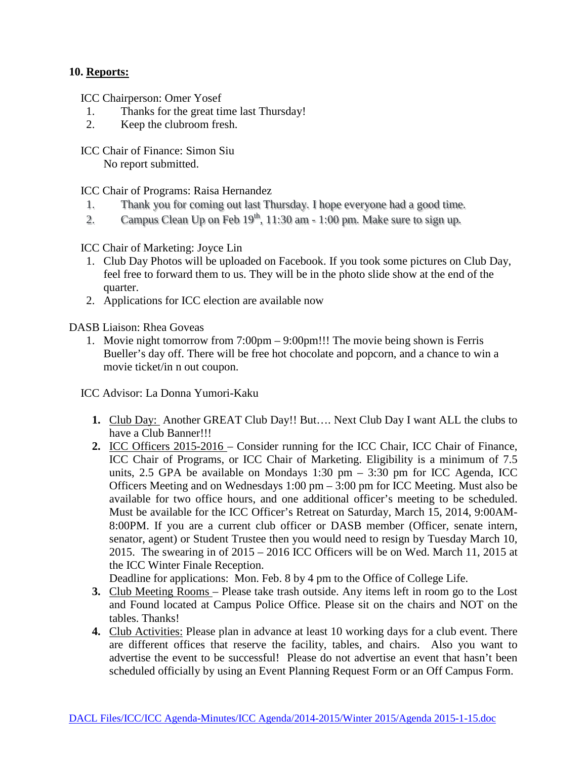## 10. Reports:

ICC Chairperson: Omer Yosef

1. Thanks for the great time last Thursday!
2. Keep the clubroom fresh.

ICC Chair of Finance: Simon Siu

No report submitted.

ICC Chair of Programs: Raisa Hernandez

1. Thank you for coming out last Thursday. I hope everyone had a good time.
2. Campus Clean Up on Feb 19th, 11:30 am - 1:00 pm. Make sure to sign up.

ICC Chair of Marketing: Joyce Lin

1. Club Day Photos will be uploaded on Facebook. If you took some pictures on Club Day, feel free to forward them to us. They will be in the photo slide show at the end of the quarter.
2. Applications for ICC election are available now

DASB Liaison: Rhea Goveas

1. Movie night tomorrow from 7:00pm – 9:00pm!!! The movie being shown is Ferris Bueller's day off. There will be free hot chocolate and popcorn, and a chance to win a movie ticket/in n out coupon.

ICC Advisor: La Donna Yumori-Kaku

1. Club Day: Another GREAT Club Day!! But…. Next Club Day I want ALL the clubs to have a Club Banner!!!
2. ICC Officers 2015-2016 – Consider running for the ICC Chair, ICC Chair of Finance, ICC Chair of Programs, or ICC Chair of Marketing. Eligibility is a minimum of 7.5 units, 2.5 GPA be available on Mondays 1:30 pm – 3:30 pm for ICC Agenda, ICC Officers Meeting and on Wednesdays 1:00 pm – 3:00 pm for ICC Meeting. Must also be available for two office hours, and one additional officer's meeting to be scheduled. Must be available for the ICC Officer's Retreat on Saturday, March 15, 2014, 9:00AM-8:00PM. If you are a current club officer or DASB member (Officer, senate intern, senator, agent) or Student Trustee then you would need to resign by Tuesday March 10, 2015. The swearing in of 2015 – 2016 ICC Officers will be on Wed. March 11, 2015 at the ICC Winter Finale Reception.
   Deadline for applications: Mon. Feb. 8 by 4 pm to the Office of College Life.
3. Club Meeting Rooms – Please take trash outside. Any items left in room go to the Lost and Found located at Campus Police Office. Please sit on the chairs and NOT on the tables. Thanks!
4. Club Activities: Please plan in advance at least 10 working days for a club event. There are different offices that reserve the facility, tables, and chairs. Also you want to advertise the event to be successful! Please do not advertise an event that hasn't been scheduled officially by using an Event Planning Request Form or an Off Campus Form.

DACL Files/ICC/ICC Agenda-Minutes/ICC Agenda/2014-2015/Winter 2015/Agenda 2015-1-15.doc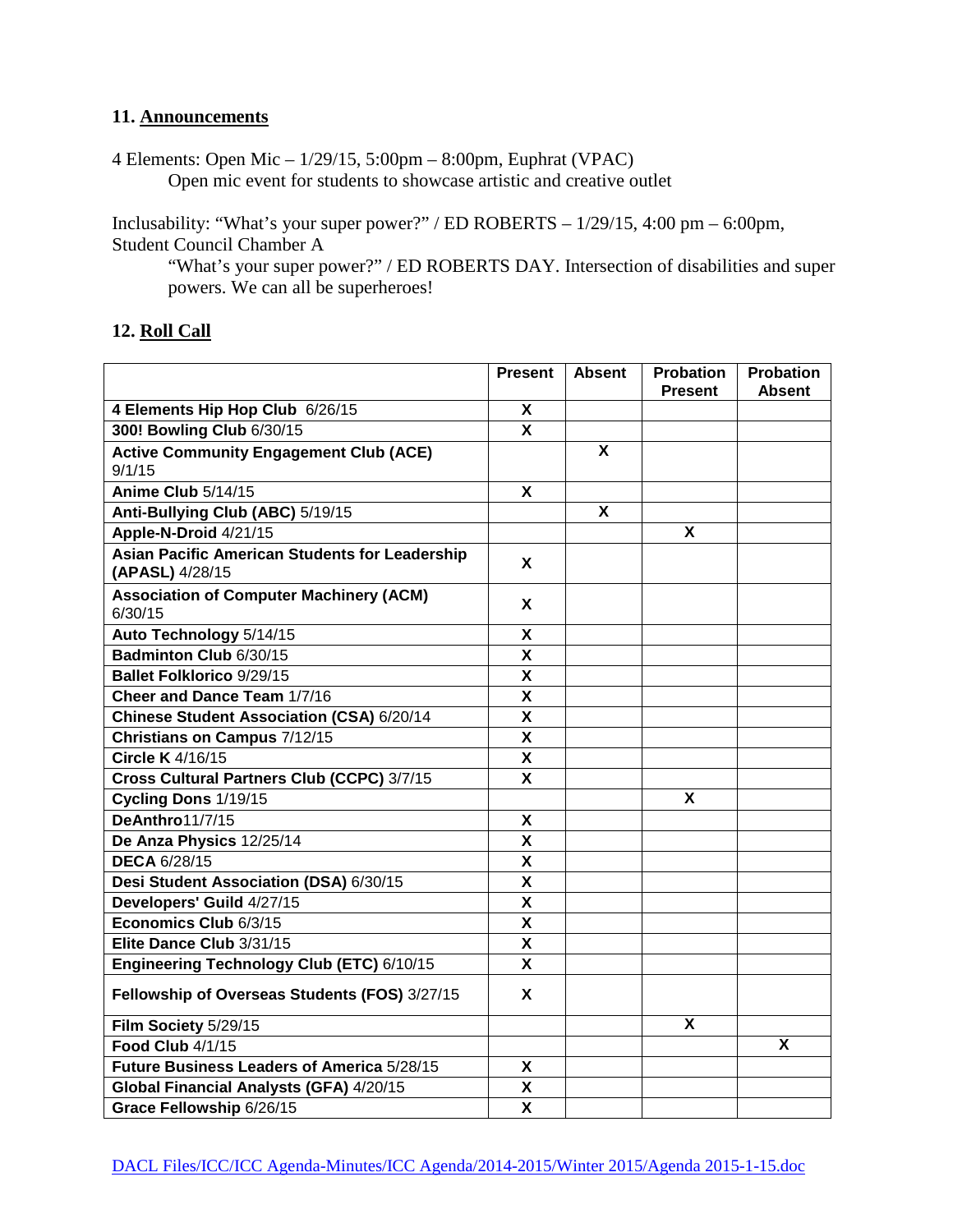## 11. Announcements

4 Elements: Open Mic – 1/29/15, 5:00pm – 8:00pm, Euphrat (VPAC)
Open mic event for students to showcase artistic and creative outlet

Inclusability: "What's your super power?" / ED ROBERTS – 1/29/15, 4:00 pm – 6:00pm, Student Council Chamber A
"What's your super power?" / ED ROBERTS DAY. Intersection of disabilities and super powers. We can all be superheroes!

## 12. Roll Call

| | Present | Absent | Probation Present | Probation Absent |
|---|---|---|---|---|
| **4 Elements Hip Hop Club** 6/26/15 | X | | | |
| **300! Bowling Club** 6/30/15 | X | | | |
| **Active Community Engagement Club (ACE)** 9/1/15 | | X | | |
| **Anime Club** 5/14/15 | X | | | |
| **Anti-Bullying Club (ABC)** 5/19/15 | | X | | |
| **Apple-N-Droid** 4/21/15 | | | X | |
| **Asian Pacific American Students for Leadership (APASL)** 4/28/15 | X | | | |
| **Association of Computer Machinery (ACM)** 6/30/15 | X | | | |
| **Auto Technology** 5/14/15 | X | | | |
| **Badminton Club** 6/30/15 | X | | | |
| **Ballet Folklorico** 9/29/15 | X | | | |
| **Cheer and Dance Team** 1/7/16 | X | | | |
| **Chinese Student Association (CSA)** 6/20/14 | X | | | |
| **Christians on Campus** 7/12/15 | X | | | |
| **Circle K** 4/16/15 | X | | | |
| **Cross Cultural Partners Club (CCPC)** 3/7/15 | X | | | |
| **Cycling Dons** 1/19/15 | | | X | |
| **DeAnthro**11/7/15 | X | | | |
| **De Anza Physics** 12/25/14 | X | | | |
| **DECA** 6/28/15 | X | | | |
| **Desi Student Association (DSA)** 6/30/15 | X | | | |
| **Developers' Guild** 4/27/15 | X | | | |
| **Economics Club** 6/3/15 | X | | | |
| **Elite Dance Club** 3/31/15 | X | | | |
| **Engineering Technology Club (ETC)** 6/10/15 | X | | | |
| **Fellowship of Overseas Students (FOS)** 3/27/15 | X | | | |
| **Film Society** 5/29/15 | | | X | |
| **Food Club** 4/1/15 | | | | X |
| **Future Business Leaders of America** 5/28/15 | X | | | |
| **Global Financial Analysts (GFA)** 4/20/15 | X | | | |
| **Grace Fellowship** 6/26/15 | X | | | |

DACL Files/ICC/ICC Agenda-Minutes/ICC Agenda/2014-2015/Winter 2015/Agenda 2015-1-15.doc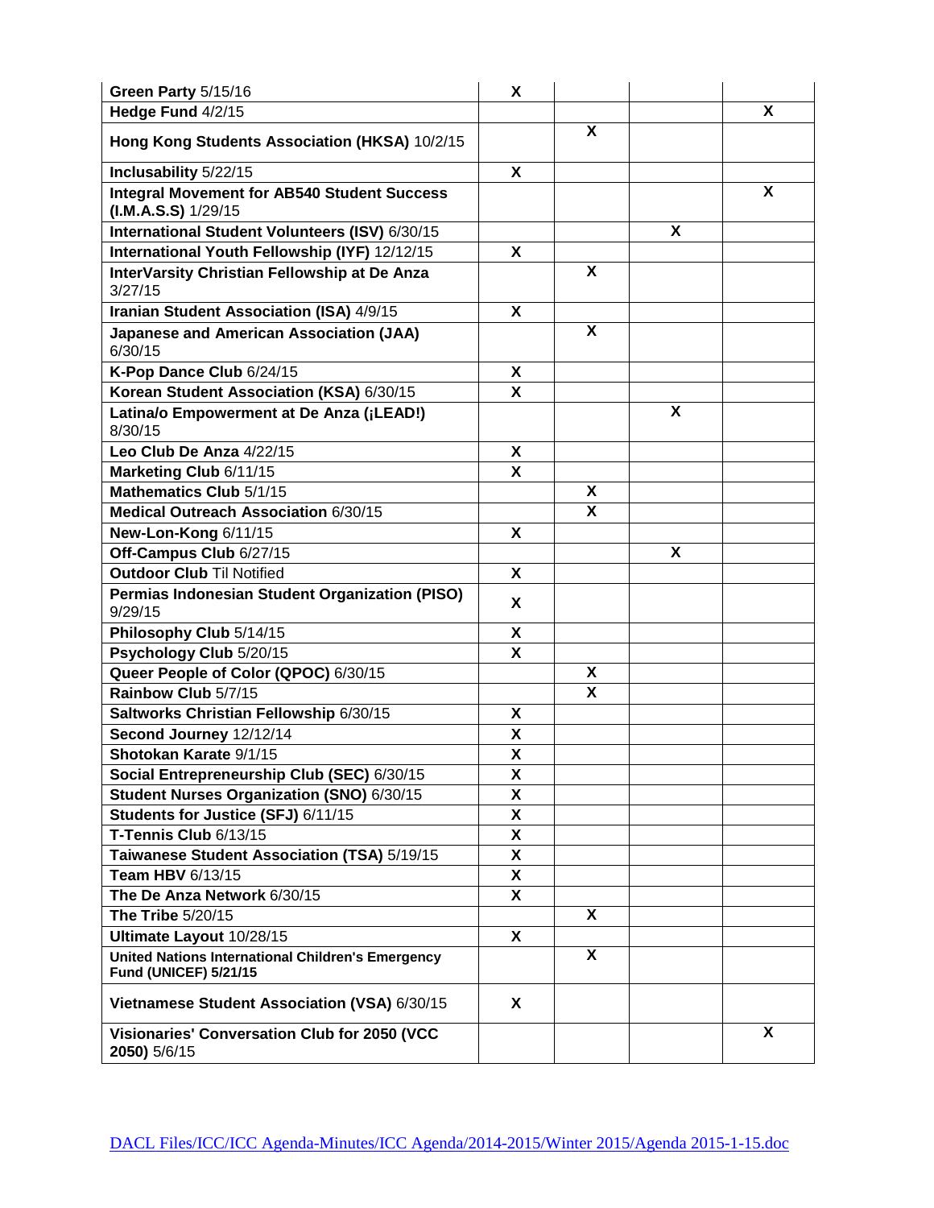| | | | | |
|---|---|---|---|---|
| **Green Party** 5/15/16 | X | | | |
| **Hedge Fund** 4/2/15 | | | | X |
| **Hong Kong Students Association (HKSA)** 10/2/15 | | X | | |
| **Inclusability** 5/22/15 | X | | | |
| **Integral Movement for AB540 Student Success (I.M.A.S.S)** 1/29/15 | | | | X |
| **International Student Volunteers (ISV)** 6/30/15 | | | X | |
| **International Youth Fellowship (IYF)** 12/12/15 | X | | | |
| **InterVarsity Christian Fellowship at De Anza** 3/27/15 | | X | | |
| **Iranian Student Association (ISA)** 4/9/15 | X | | | |
| **Japanese and American Association (JAA)** 6/30/15 | | X | | |
| **K-Pop Dance Club** 6/24/15 | X | | | |
| **Korean Student Association (KSA)** 6/30/15 | X | | | |
| **Latina/o Empowerment at De Anza (¡LEAD!)** 8/30/15 | | | X | |
| **Leo Club De Anza** 4/22/15 | X | | | |
| **Marketing Club** 6/11/15 | X | | | |
| **Mathematics Club** 5/1/15 | | X | | |
| **Medical Outreach Association** 6/30/15 | | X | | |
| **New-Lon-Kong** 6/11/15 | X | | | |
| **Off-Campus Club** 6/27/15 | | | X | |
| **Outdoor Club** Til Notified | X | | | |
| **Permias Indonesian Student Organization (PISO)** 9/29/15 | X | | | |
| **Philosophy Club** 5/14/15 | X | | | |
| **Psychology Club** 5/20/15 | X | | | |
| **Queer People of Color (QPOC)** 6/30/15 | | X | | |
| **Rainbow Club** 5/7/15 | | X | | |
| **Saltworks Christian Fellowship** 6/30/15 | X | | | |
| **Second Journey** 12/12/14 | X | | | |
| **Shotokan Karate** 9/1/15 | X | | | |
| **Social Entrepreneurship Club (SEC)** 6/30/15 | X | | | |
| **Student Nurses Organization (SNO)** 6/30/15 | X | | | |
| **Students for Justice (SFJ)** 6/11/15 | X | | | |
| **T-Tennis Club** 6/13/15 | X | | | |
| **Taiwanese Student Association (TSA)** 5/19/15 | X | | | |
| **Team HBV** 6/13/15 | X | | | |
| **The De Anza Network** 6/30/15 | X | | | |
| **The Tribe** 5/20/15 | | X | | |
| **Ultimate Layout** 10/28/15 | X | | | |
| **United Nations International Children's Emergency Fund (UNICEF) 5/21/15** | | X | | |
| **Vietnamese Student Association (VSA)** 6/30/15 | X | | | |
| **Visionaries' Conversation Club for 2050 (VCC 2050)** 5/6/15 | | | | X |

DACL Files/ICC/ICC Agenda-Minutes/ICC Agenda/2014-2015/Winter 2015/Agenda 2015-1-15.doc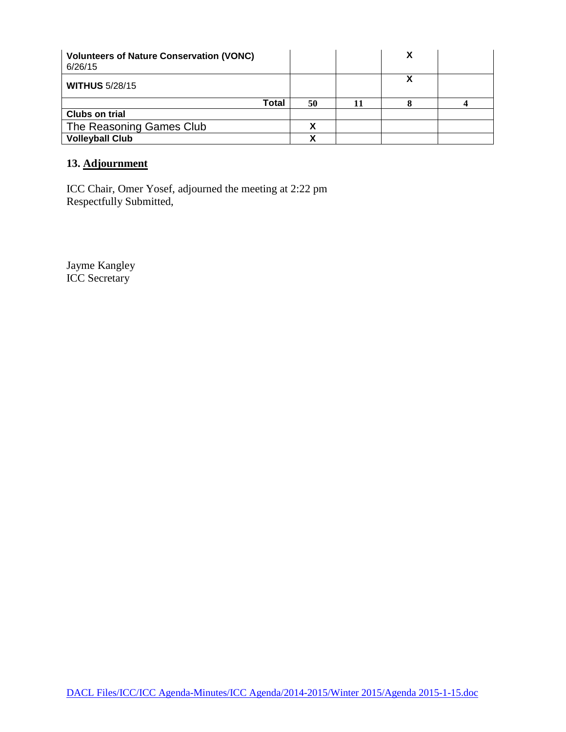| | | | | |
|---|---|---|---|---|
| **Volunteers of Nature Conservation (VONC)** 6/26/15 | | | X | |
| **WITHUS** 5/28/15 | | | X | |
| **Total** | **50** | **11** | **8** | **4** |
| **Clubs on trial** | | | | |
| The Reasoning Games Club | X | | | |
| **Volleyball Club** | X | | | |

## 13. Adjournment

ICC Chair, Omer Yosef, adjourned the meeting at 2:22 pm
Respectfully Submitted,

Jayme Kangley
ICC Secretary

DACL Files/ICC/ICC Agenda-Minutes/ICC Agenda/2014-2015/Winter 2015/Agenda 2015-1-15.doc